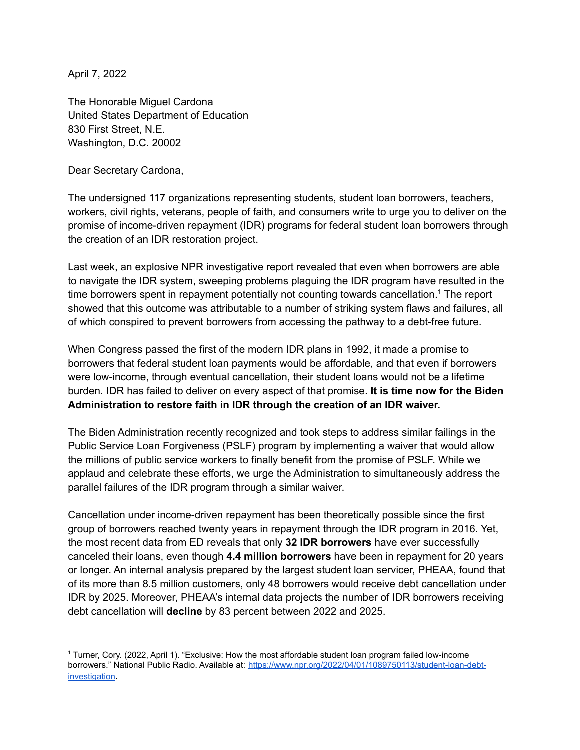April 7, 2022

The Honorable Miguel Cardona
United States Department of Education
830 First Street, N.E.
Washington, D.C. 20002

Dear Secretary Cardona,

The undersigned 117 organizations representing students, student loan borrowers, teachers, workers, civil rights, veterans, people of faith, and consumers write to urge you to deliver on the promise of income-driven repayment (IDR) programs for federal student loan borrowers through the creation of an IDR restoration project.

Last week, an explosive NPR investigative report revealed that even when borrowers are able to navigate the IDR system, sweeping problems plaguing the IDR program have resulted in the time borrowers spent in repayment potentially not counting towards cancellation.[1] The report showed that this outcome was attributable to a number of striking system flaws and failures, all of which conspired to prevent borrowers from accessing the pathway to a debt-free future.

When Congress passed the first of the modern IDR plans in 1992, it made a promise to borrowers that federal student loan payments would be affordable, and that even if borrowers were low-income, through eventual cancellation, their student loans would not be a lifetime burden. IDR has failed to deliver on every aspect of that promise. **It is time now for the Biden Administration to restore faith in IDR through the creation of an IDR waiver.**

The Biden Administration recently recognized and took steps to address similar failings in the Public Service Loan Forgiveness (PSLF) program by implementing a waiver that would allow the millions of public service workers to finally benefit from the promise of PSLF. While we applaud and celebrate these efforts, we urge the Administration to simultaneously address the parallel failures of the IDR program through a similar waiver.

Cancellation under income-driven repayment has been theoretically possible since the first group of borrowers reached twenty years in repayment through the IDR program in 2016. Yet, the most recent data from ED reveals that only **32 IDR borrowers** have ever successfully canceled their loans, even though **4.4 million borrowers** have been in repayment for 20 years or longer. An internal analysis prepared by the largest student loan servicer, PHEAA, found that of its more than 8.5 million customers, only 48 borrowers would receive debt cancellation under IDR by 2025. Moreover, PHEAA's internal data projects the number of IDR borrowers receiving debt cancellation will **decline** by 83 percent between 2022 and 2025.

[1] Turner, Cory. (2022, April 1). "Exclusive: How the most affordable student loan program failed low-income borrowers." National Public Radio. Available at: https://www.npr.org/2022/04/01/1089750113/student-loan-debt-investigation.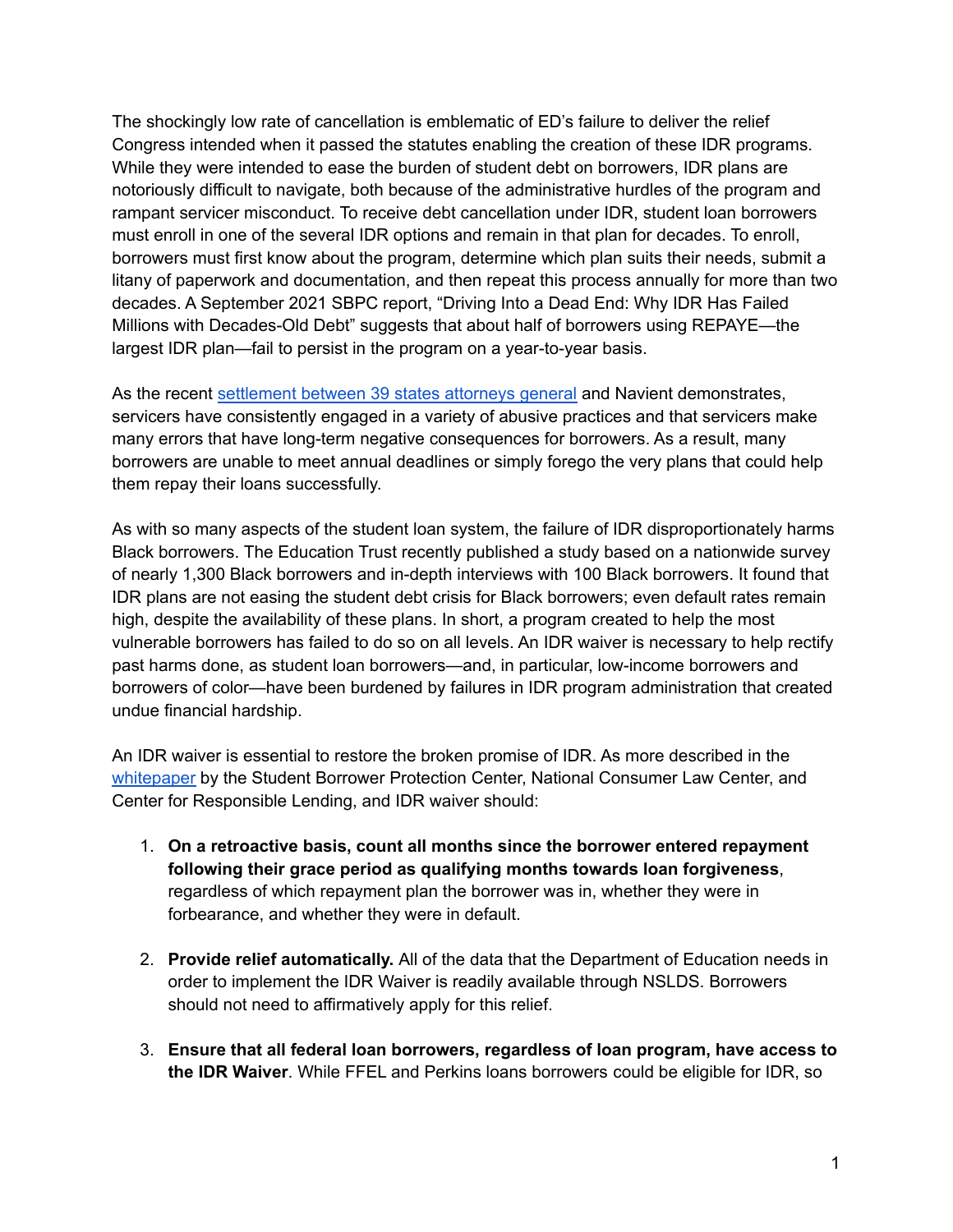The shockingly low rate of cancellation is emblematic of ED's failure to deliver the relief Congress intended when it passed the statutes enabling the creation of these IDR programs. While they were intended to ease the burden of student debt on borrowers, IDR plans are notoriously difficult to navigate, both because of the administrative hurdles of the program and rampant servicer misconduct. To receive debt cancellation under IDR, student loan borrowers must enroll in one of the several IDR options and remain in that plan for decades. To enroll, borrowers must first know about the program, determine which plan suits their needs, submit a litany of paperwork and documentation, and then repeat this process annually for more than two decades. A September 2021 SBPC report, "Driving Into a Dead End: Why IDR Has Failed Millions with Decades-Old Debt" suggests that about half of borrowers using REPAYE—the largest IDR plan—fail to persist in the program on a year-to-year basis.

As the recent [settlement between 39 states attorneys general]() and Navient demonstrates, servicers have consistently engaged in a variety of abusive practices and that servicers make many errors that have long-term negative consequences for borrowers. As a result, many borrowers are unable to meet annual deadlines or simply forego the very plans that could help them repay their loans successfully.

As with so many aspects of the student loan system, the failure of IDR disproportionately harms Black borrowers. The Education Trust recently published a study based on a nationwide survey of nearly 1,300 Black borrowers and in-depth interviews with 100 Black borrowers. It found that IDR plans are not easing the student debt crisis for Black borrowers; even default rates remain high, despite the availability of these plans. In short, a program created to help the most vulnerable borrowers has failed to do so on all levels. An IDR waiver is necessary to help rectify past harms done, as student loan borrowers—and, in particular, low-income borrowers and borrowers of color—have been burdened by failures in IDR program administration that created undue financial hardship.

An IDR waiver is essential to restore the broken promise of IDR. As more described in the [whitepaper]() by the Student Borrower Protection Center, National Consumer Law Center, and Center for Responsible Lending, and IDR waiver should:

1. **On a retroactive basis, count all months since the borrower entered repayment following their grace period as qualifying months towards loan forgiveness**, regardless of which repayment plan the borrower was in, whether they were in forbearance, and whether they were in default.

2. **Provide relief automatically.** All of the data that the Department of Education needs in order to implement the IDR Waiver is readily available through NSLDS. Borrowers should not need to affirmatively apply for this relief.

3. **Ensure that all federal loan borrowers, regardless of loan program, have access to the IDR Waiver**. While FFEL and Perkins loans borrowers could be eligible for IDR, so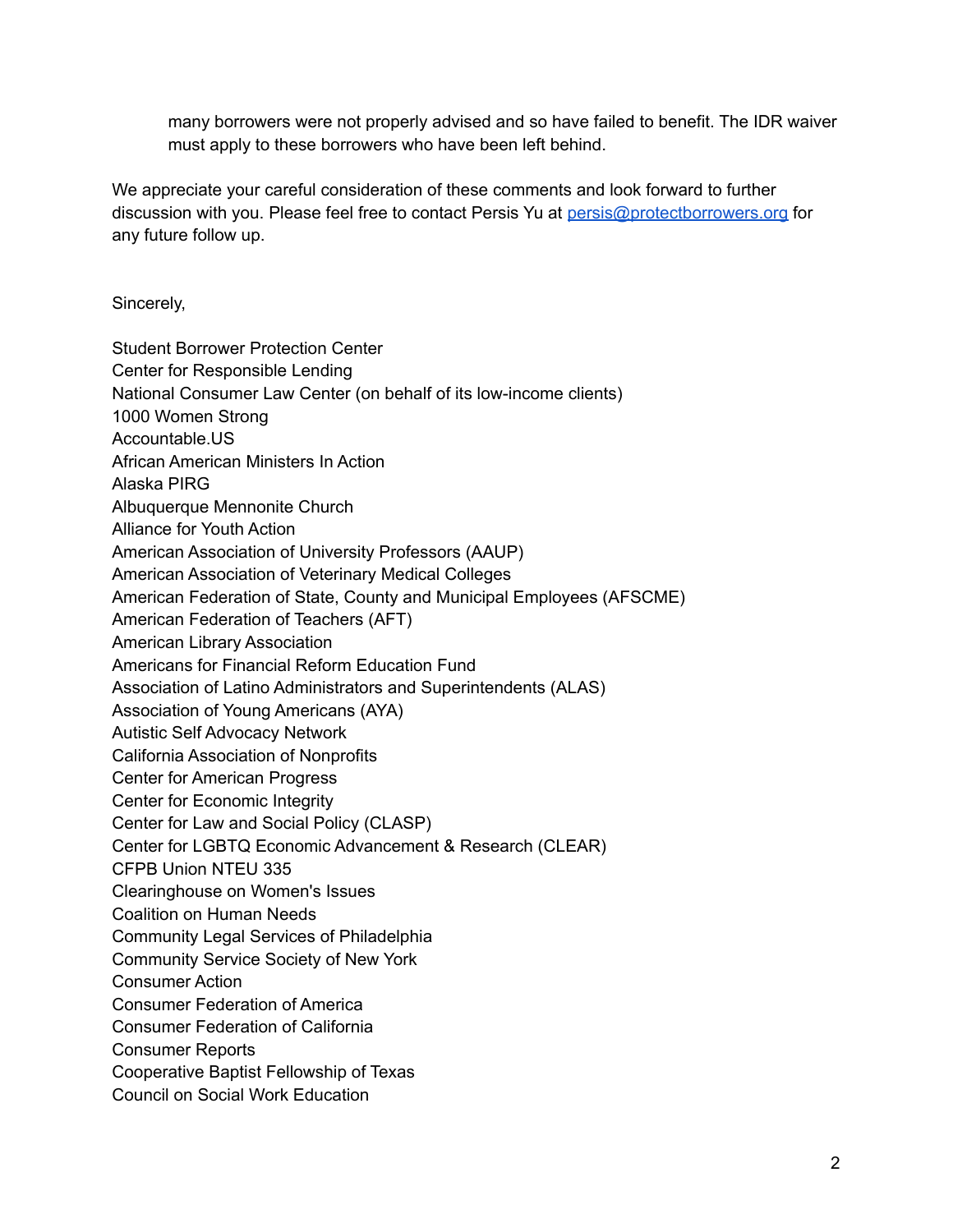many borrowers were not properly advised and so have failed to benefit. The IDR waiver must apply to these borrowers who have been left behind.

We appreciate your careful consideration of these comments and look forward to further discussion with you. Please feel free to contact Persis Yu at persis@protectborrowers.org for any future follow up.

Sincerely,

Student Borrower Protection Center
Center for Responsible Lending
National Consumer Law Center (on behalf of its low-income clients)
1000 Women Strong
Accountable.US
African American Ministers In Action
Alaska PIRG
Albuquerque Mennonite Church
Alliance for Youth Action
American Association of University Professors (AAUP)
American Association of Veterinary Medical Colleges
American Federation of State, County and Municipal Employees (AFSCME)
American Federation of Teachers (AFT)
American Library Association
Americans for Financial Reform Education Fund
Association of Latino Administrators and Superintendents (ALAS)
Association of Young Americans (AYA)
Autistic Self Advocacy Network
California Association of Nonprofits
Center for American Progress
Center for Economic Integrity
Center for Law and Social Policy (CLASP)
Center for LGBTQ Economic Advancement & Research (CLEAR)
CFPB Union NTEU 335
Clearinghouse on Women's Issues
Coalition on Human Needs
Community Legal Services of Philadelphia
Community Service Society of New York
Consumer Action
Consumer Federation of America
Consumer Federation of California
Consumer Reports
Cooperative Baptist Fellowship of Texas
Council on Social Work Education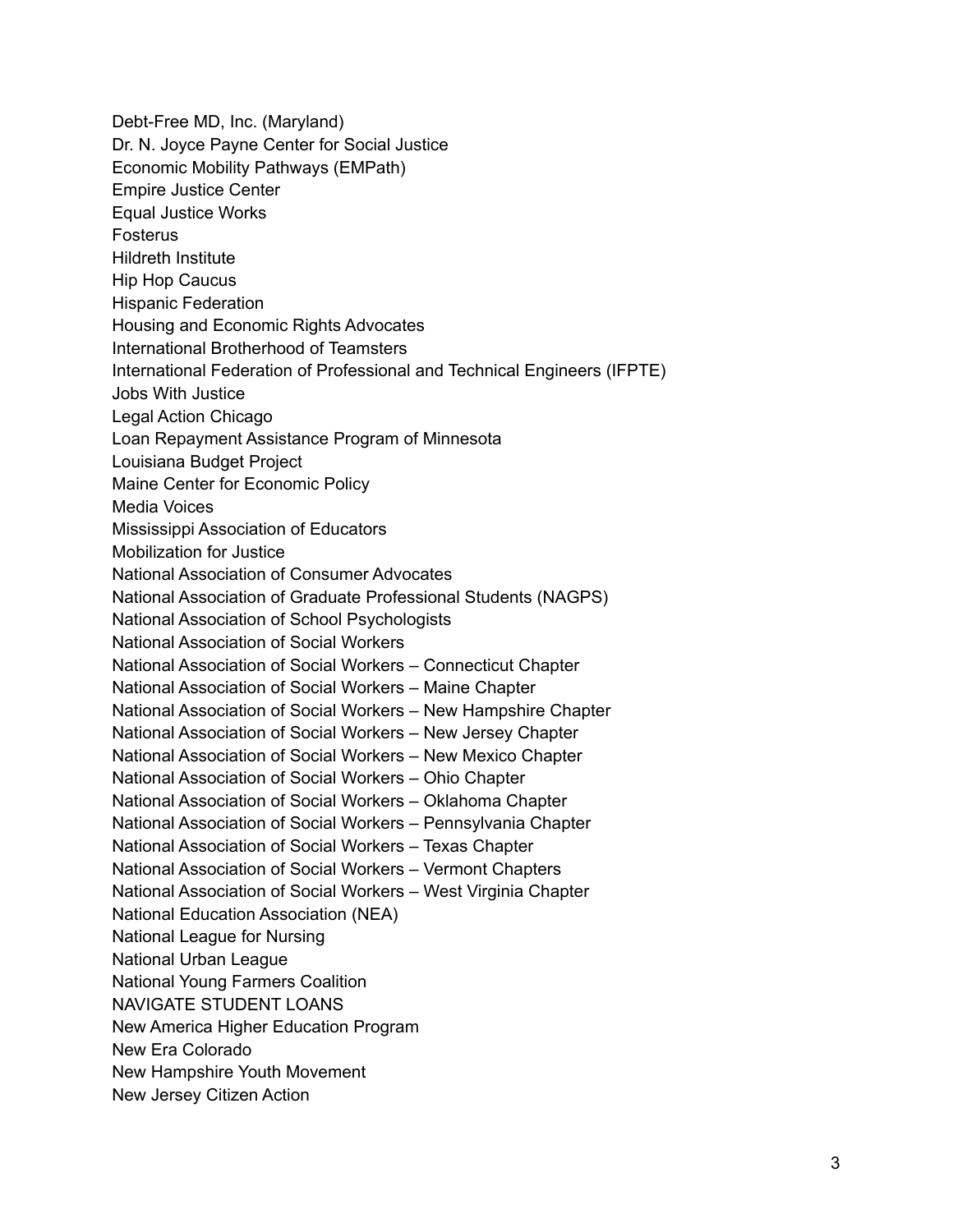Debt-Free MD, Inc. (Maryland)
Dr. N. Joyce Payne Center for Social Justice
Economic Mobility Pathways (EMPath)
Empire Justice Center
Equal Justice Works
Fosterus
Hildreth Institute
Hip Hop Caucus
Hispanic Federation
Housing and Economic Rights Advocates
International Brotherhood of Teamsters
International Federation of Professional and Technical Engineers (IFPTE)
Jobs With Justice
Legal Action Chicago
Loan Repayment Assistance Program of Minnesota
Louisiana Budget Project
Maine Center for Economic Policy
Media Voices
Mississippi Association of Educators
Mobilization for Justice
National Association of Consumer Advocates
National Association of Graduate Professional Students (NAGPS)
National Association of School Psychologists
National Association of Social Workers
National Association of Social Workers – Connecticut Chapter
National Association of Social Workers – Maine Chapter
National Association of Social Workers – New Hampshire Chapter
National Association of Social Workers – New Jersey Chapter
National Association of Social Workers – New Mexico Chapter
National Association of Social Workers – Ohio Chapter
National Association of Social Workers – Oklahoma Chapter
National Association of Social Workers – Pennsylvania Chapter
National Association of Social Workers – Texas Chapter
National Association of Social Workers – Vermont Chapters
National Association of Social Workers – West Virginia Chapter
National Education Association (NEA)
National League for Nursing
National Urban League
National Young Farmers Coalition
NAVIGATE STUDENT LOANS
New America Higher Education Program
New Era Colorado
New Hampshire Youth Movement
New Jersey Citizen Action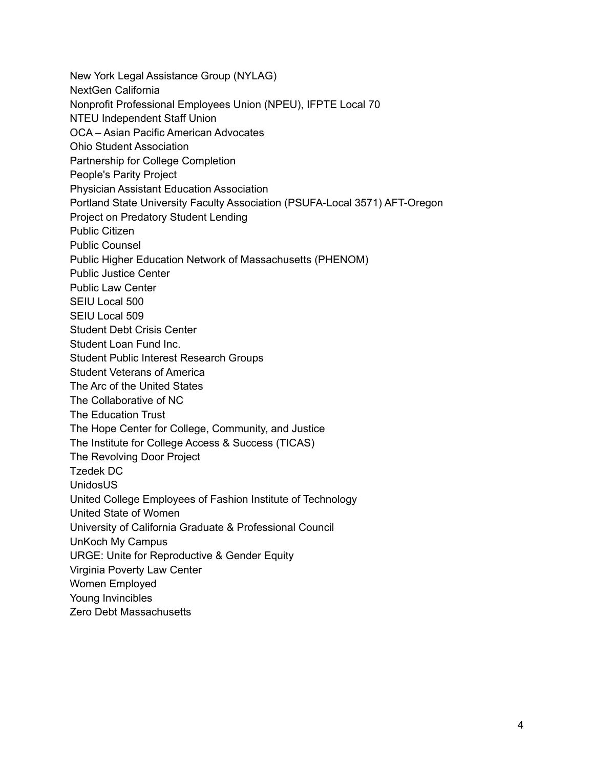New York Legal Assistance Group (NYLAG)
NextGen California
Nonprofit Professional Employees Union (NPEU), IFPTE Local 70
NTEU Independent Staff Union
OCA – Asian Pacific American Advocates
Ohio Student Association
Partnership for College Completion
People's Parity Project
Physician Assistant Education Association
Portland State University Faculty Association (PSUFA-Local 3571) AFT-Oregon
Project on Predatory Student Lending
Public Citizen
Public Counsel
Public Higher Education Network of Massachusetts (PHENOM)
Public Justice Center
Public Law Center
SEIU Local 500
SEIU Local 509
Student Debt Crisis Center
Student Loan Fund Inc.
Student Public Interest Research Groups
Student Veterans of America
The Arc of the United States
The Collaborative of NC
The Education Trust
The Hope Center for College, Community, and Justice
The Institute for College Access & Success (TICAS)
The Revolving Door Project
Tzedek DC
UnidosUS
United College Employees of Fashion Institute of Technology
United State of Women
University of California Graduate & Professional Council
UnKoch My Campus
URGE: Unite for Reproductive & Gender Equity
Virginia Poverty Law Center
Women Employed
Young Invincibles
Zero Debt Massachusetts